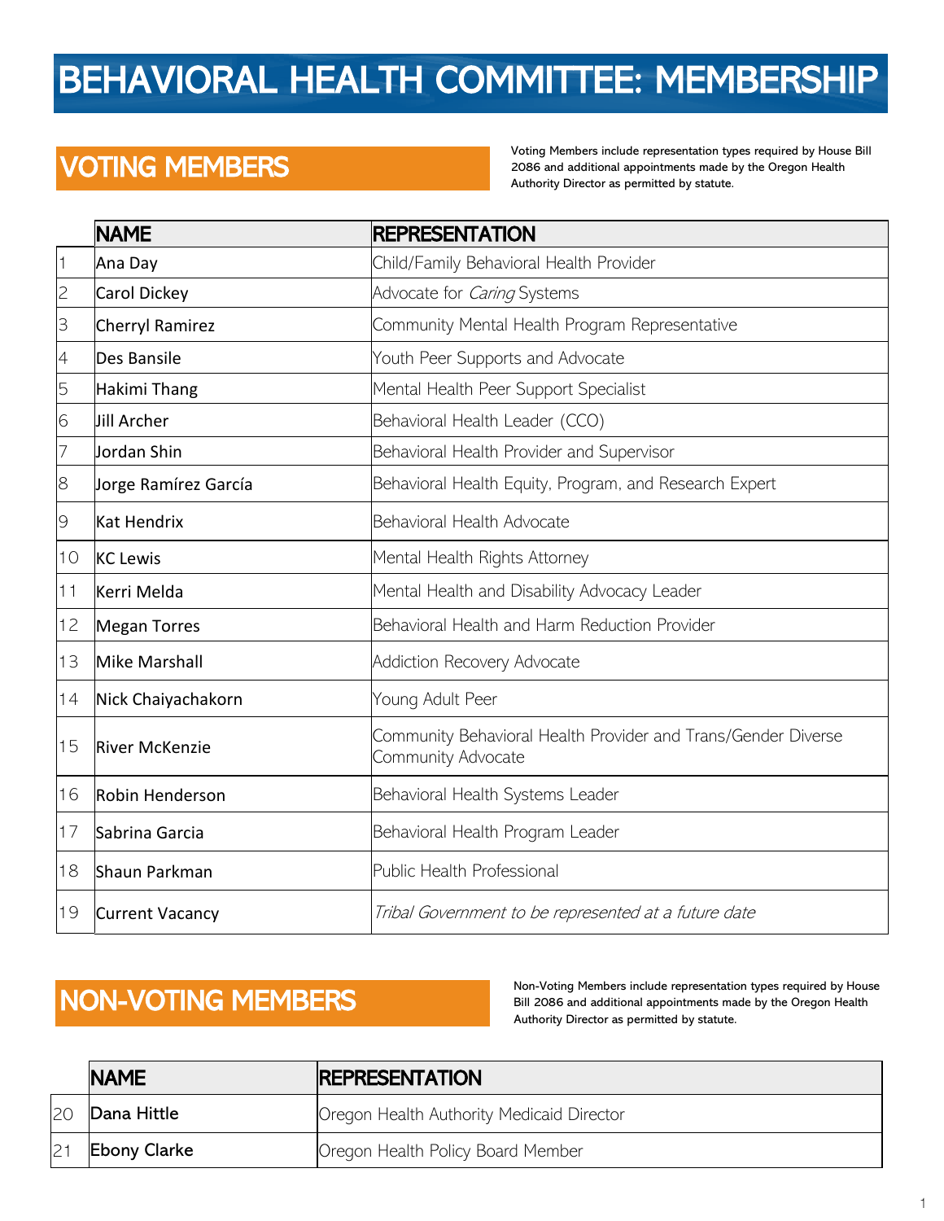# BEHAVIORAL HEALTH COMMITTEE: MEMBERSHIP

## VOTING MEMBERS

Voting Members include representation types required by House Bill 2086 and additional appointments made by the Oregon Health Authority Director as permitted by statute.

| | NAME | REPRESENTATION |
|---|---|---|
| 1 | Ana Day | Child/Family Behavioral Health Provider |
| 2 | Carol Dickey | Advocate for *Caring* Systems |
| 3 | Cherryl Ramirez | Community Mental Health Program Representative |
| 4 | Des Bansile | Youth Peer Supports and Advocate |
| 5 | Hakimi Thang | Mental Health Peer Support Specialist |
| 6 | Jill Archer | Behavioral Health Leader (CCO) |
| 7 | Jordan Shin | Behavioral Health Provider and Supervisor |
| 8 | Jorge Ramírez García | Behavioral Health Equity, Program, and Research Expert |
| 9 | Kat Hendrix | Behavioral Health Advocate |
| 10 | KC Lewis | Mental Health Rights Attorney |
| 11 | Kerri Melda | Mental Health and Disability Advocacy Leader |
| 12 | Megan Torres | Behavioral Health and Harm Reduction Provider |
| 13 | Mike Marshall | Addiction Recovery Advocate |
| 14 | Nick Chaiyachakorn | Young Adult Peer |
| 15 | River McKenzie | Community Behavioral Health Provider and Trans/Gender Diverse Community Advocate |
| 16 | Robin Henderson | Behavioral Health Systems Leader |
| 17 | Sabrina Garcia | Behavioral Health Program Leader |
| 18 | Shaun Parkman | Public Health Professional |
| 19 | Current Vacancy | *Tribal Government to be represented at a future date* |

## NON-VOTING MEMBERS

Non-Voting Members include representation types required by House Bill 2086 and additional appointments made by the Oregon Health Authority Director as permitted by statute.

| | NAME | REPRESENTATION |
|---|---|---|
| 20 | **Dana Hittle** | Oregon Health Authority Medicaid Director |
| 21 | **Ebony Clarke** | Oregon Health Policy Board Member |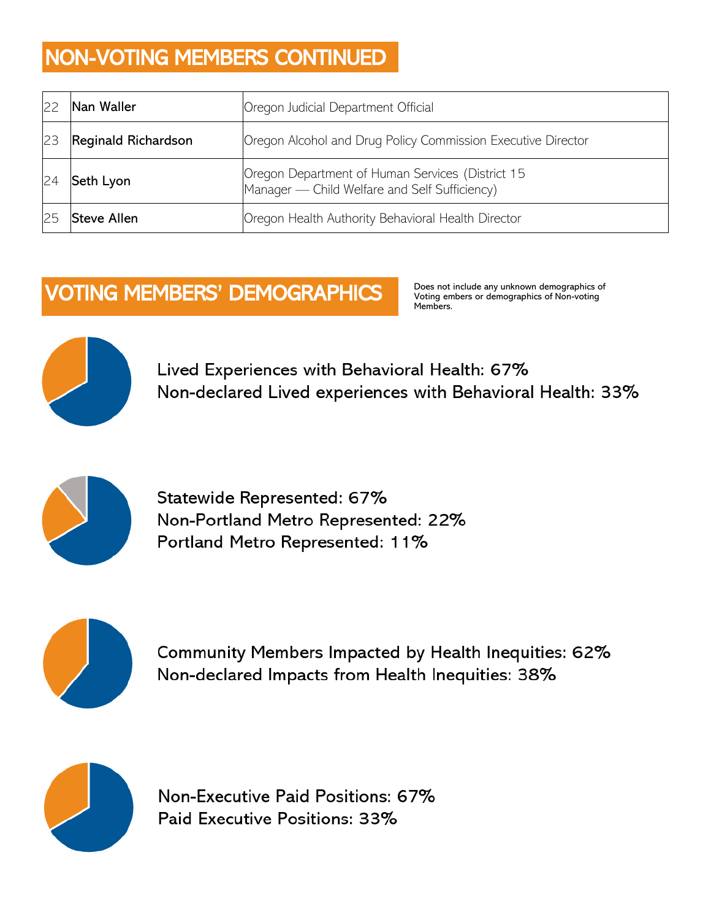## NON-VOTING MEMBERS CONTINUED

| | | |
|---|---|---|
| 22 | **Nan Waller** | Oregon Judicial Department Official |
| 23 | **Reginald Richardson** | Oregon Alcohol and Drug Policy Commission Executive Director |
| 24 | **Seth Lyon** | Oregon Department of Human Services (District 15 Manager — Child Welfare and Self Sufficiency) |
| 25 | **Steve Allen** | Oregon Health Authority Behavioral Health Director |

## VOTING MEMBERS' DEMOGRAPHICS

Does not include any unknown demographics of Voting embers or demographics of Non-voting Members.

Lived Experiences with Behavioral Health: 67%
Non-declared Lived experiences with Behavioral Health: 33%

Statewide Represented: 67%
Non-Portland Metro Represented: 22%
Portland Metro Represented: 11%

Community Members Impacted by Health Inequities: 62%
Non-declared Impacts from Health Inequities: 38%

Non-Executive Paid Positions: 67%
Paid Executive Positions: 33%